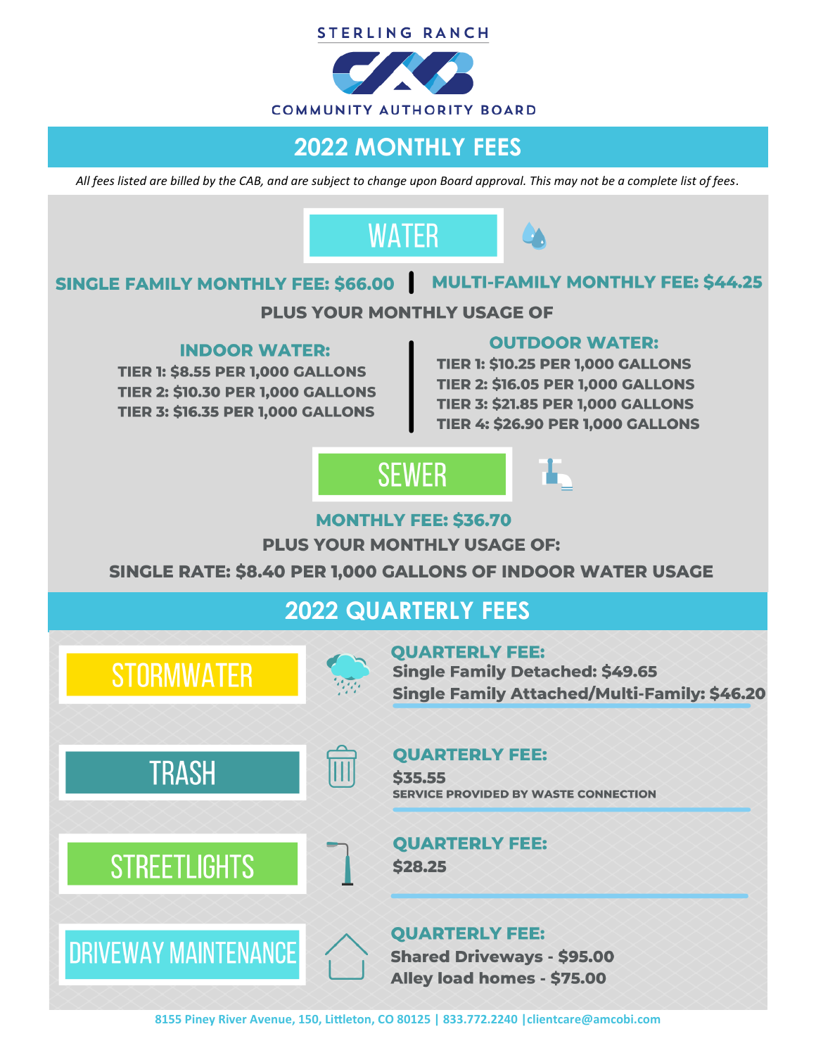STERLING RANCH

COMMUNITY AUTHORITY BOARD

## 2022 MONTHLY FEES

*All fees listed are billed by the CAB, and are subject to change upon Board approval. This may not be a complete list of fees.*

### WATER

**SINGLE FAMILY MONTHLY FEE: $66.00** | **MULTI-FAMILY MONTHLY FEE: $44.25**

**PLUS YOUR MONTHLY USAGE OF**

**INDOOR WATER:**

- TIER 1: $8.55 PER 1,000 GALLONS
- TIER 2: $10.30 PER 1,000 GALLONS
- TIER 3: $16.35 PER 1,000 GALLONS

**OUTDOOR WATER:**

- TIER 1: $10.25 PER 1,000 GALLONS
- TIER 2: $16.05 PER 1,000 GALLONS
- TIER 3: $21.85 PER 1,000 GALLONS
- TIER 4: $26.90 PER 1,000 GALLONS

### SEWER

**MONTHLY FEE: $36.70**

**PLUS YOUR MONTHLY USAGE OF:**

**SINGLE RATE: $8.40 PER 1,000 GALLONS OF INDOOR WATER USAGE**

## 2022 QUARTERLY FEES

### STORMWATER

**QUARTERLY FEE:**

- Single Family Detached: $49.65
- Single Family Attached/Multi-Family: $46.20

### TRASH

**QUARTERLY FEE:**

$35.55

SERVICE PROVIDED BY WASTE CONNECTION

### STREETLIGHTS

**QUARTERLY FEE:**

$28.25

### DRIVEWAY MAINTENANCE

**QUARTERLY FEE:**

- Shared Driveways - $95.00
- Alley load homes - $75.00

8155 Piney River Avenue, 150, Littleton, CO 80125 | 833.772.2240 | clientcare@amcobi.com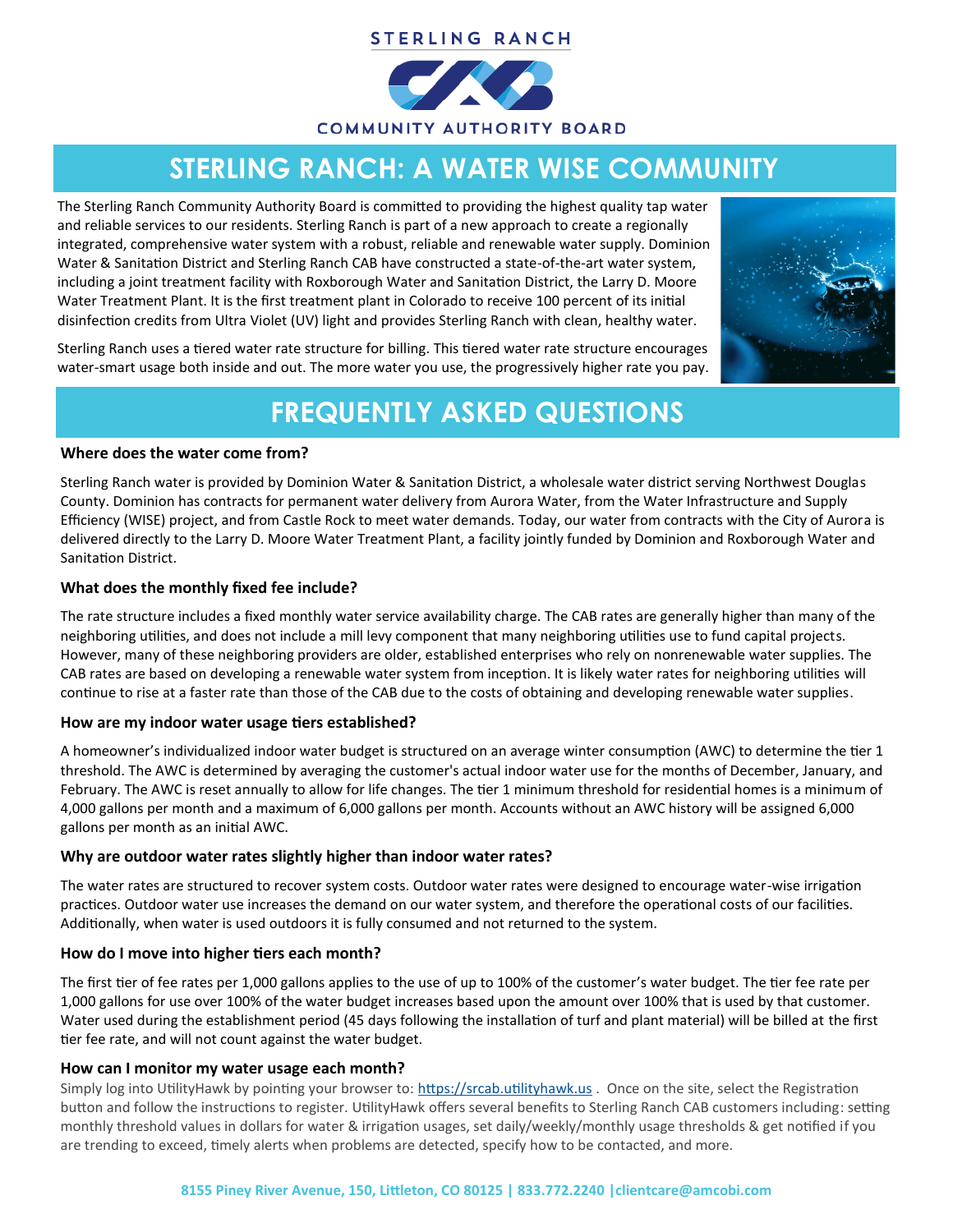STERLING RANCH

COMMUNITY AUTHORITY BOARD

# STERLING RANCH: A WATER WISE COMMUNITY

The Sterling Ranch Community Authority Board is committed to providing the highest quality tap water and reliable services to our residents. Sterling Ranch is part of a new approach to create a regionally integrated, comprehensive water system with a robust, reliable and renewable water supply. Dominion Water & Sanitation District and Sterling Ranch CAB have constructed a state-of-the-art water system, including a joint treatment facility with Roxborough Water and Sanitation District, the Larry D. Moore Water Treatment Plant. It is the first treatment plant in Colorado to receive 100 percent of its initial disinfection credits from Ultra Violet (UV) light and provides Sterling Ranch with clean, healthy water.

Sterling Ranch uses a tiered water rate structure for billing. This tiered water rate structure encourages water-smart usage both inside and out. The more water you use, the progressively higher rate you pay.

# FREQUENTLY ASKED QUESTIONS

### Where does the water come from?

Sterling Ranch water is provided by Dominion Water & Sanitation District, a wholesale water district serving Northwest Douglas County. Dominion has contracts for permanent water delivery from Aurora Water, from the Water Infrastructure and Supply Efficiency (WISE) project, and from Castle Rock to meet water demands. Today, our water from contracts with the City of Aurora is delivered directly to the Larry D. Moore Water Treatment Plant, a facility jointly funded by Dominion and Roxborough Water and Sanitation District.

### What does the monthly fixed fee include?

The rate structure includes a fixed monthly water service availability charge. The CAB rates are generally higher than many of the neighboring utilities, and does not include a mill levy component that many neighboring utilities use to fund capital projects. However, many of these neighboring providers are older, established enterprises who rely on nonrenewable water supplies. The CAB rates are based on developing a renewable water system from inception. It is likely water rates for neighboring utilities will continue to rise at a faster rate than those of the CAB due to the costs of obtaining and developing renewable water supplies.

### How are my indoor water usage tiers established?

A homeowner's individualized indoor water budget is structured on an average winter consumption (AWC) to determine the tier 1 threshold. The AWC is determined by averaging the customer's actual indoor water use for the months of December, January, and February. The AWC is reset annually to allow for life changes. The tier 1 minimum threshold for residential homes is a minimum of 4,000 gallons per month and a maximum of 6,000 gallons per month. Accounts without an AWC history will be assigned 6,000 gallons per month as an initial AWC.

### Why are outdoor water rates slightly higher than indoor water rates?

The water rates are structured to recover system costs. Outdoor water rates were designed to encourage water-wise irrigation practices. Outdoor water use increases the demand on our water system, and therefore the operational costs of our facilities. Additionally, when water is used outdoors it is fully consumed and not returned to the system.

### How do I move into higher tiers each month?

The first tier of fee rates per 1,000 gallons applies to the use of up to 100% of the customer's water budget. The tier fee rate per 1,000 gallons for use over 100% of the water budget increases based upon the amount over 100% that is used by that customer. Water used during the establishment period (45 days following the installation of turf and plant material) will be billed at the first tier fee rate, and will not count against the water budget.

### How can I monitor my water usage each month?

Simply log into UtilityHawk by pointing your browser to: https://srcab.utilityhawk.us . Once on the site, select the Registration button and follow the instructions to register. UtilityHawk offers several benefits to Sterling Ranch CAB customers including: setting monthly threshold values in dollars for water & irrigation usages, set daily/weekly/monthly usage thresholds & get notified if you are trending to exceed, timely alerts when problems are detected, specify how to be contacted, and more.

**8155 Piney River Avenue, 150, Littleton, CO 80125 | 833.772.2240 |clientcare@amcobi.com**